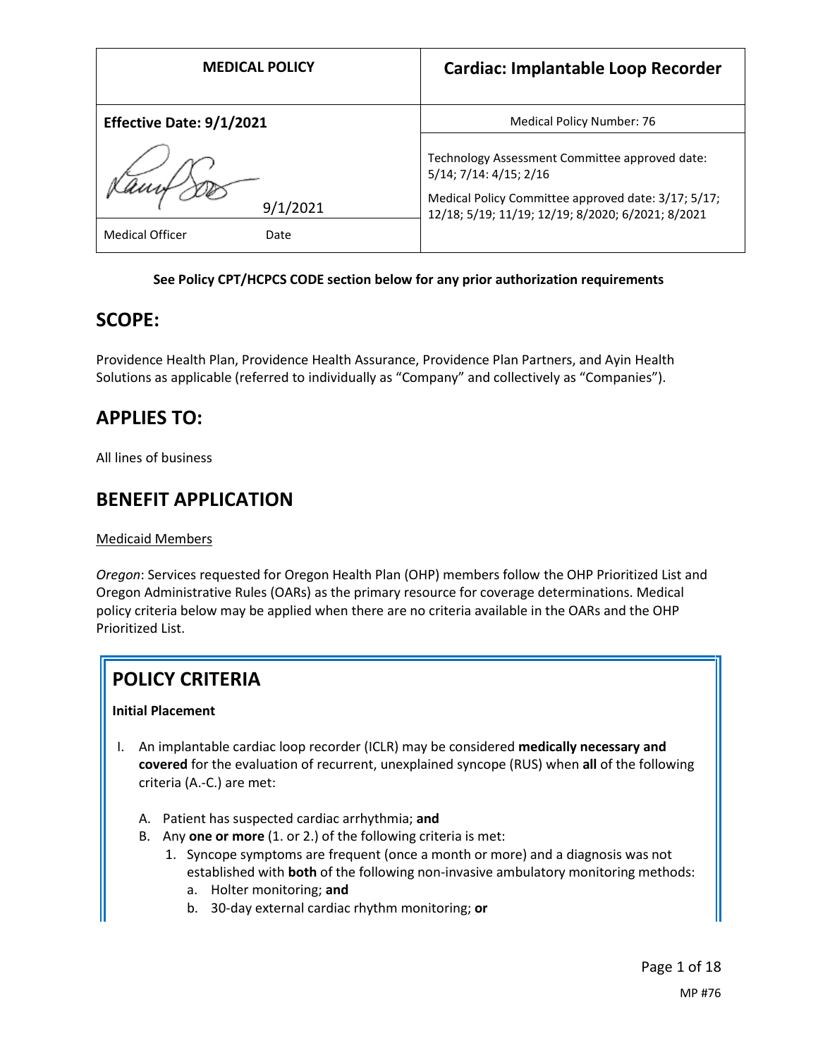| MEDICAL POLICY | Cardiac: Implantable Loop Recorder |
| --- | --- |
| **Effective Date: 9/1/2021** | Medical Policy Number: 76 |
| 9/1/2021<br>Medical Officer Date | Technology Assessment Committee approved date: 5/14; 7/14: 4/15; 2/16<br>Medical Policy Committee approved date: 3/17; 5/17; 12/18; 5/19; 11/19; 12/19; 8/2020; 6/2021; 8/2021 |

**See Policy CPT/HCPCS CODE section below for any prior authorization requirements**

## SCOPE:

Providence Health Plan, Providence Health Assurance, Providence Plan Partners, and Ayin Health Solutions as applicable (referred to individually as "Company" and collectively as "Companies").

## APPLIES TO:

All lines of business

## BENEFIT APPLICATION

Medicaid Members

*Oregon*: Services requested for Oregon Health Plan (OHP) members follow the OHP Prioritized List and Oregon Administrative Rules (OARs) as the primary resource for coverage determinations. Medical policy criteria below may be applied when there are no criteria available in the OARs and the OHP Prioritized List.

## POLICY CRITERIA

**Initial Placement**

I. An implantable cardiac loop recorder (ICLR) may be considered **medically necessary and covered** for the evaluation of recurrent, unexplained syncope (RUS) when **all** of the following criteria (A.-C.) are met:

   A. Patient has suspected cardiac arrhythmia; **and**
   B. Any **one or more** (1. or 2.) of the following criteria is met:
      1. Syncope symptoms are frequent (once a month or more) and a diagnosis was not established with **both** of the following non-invasive ambulatory monitoring methods:
         a. Holter monitoring; **and**
         b. 30-day external cardiac rhythm monitoring; **or**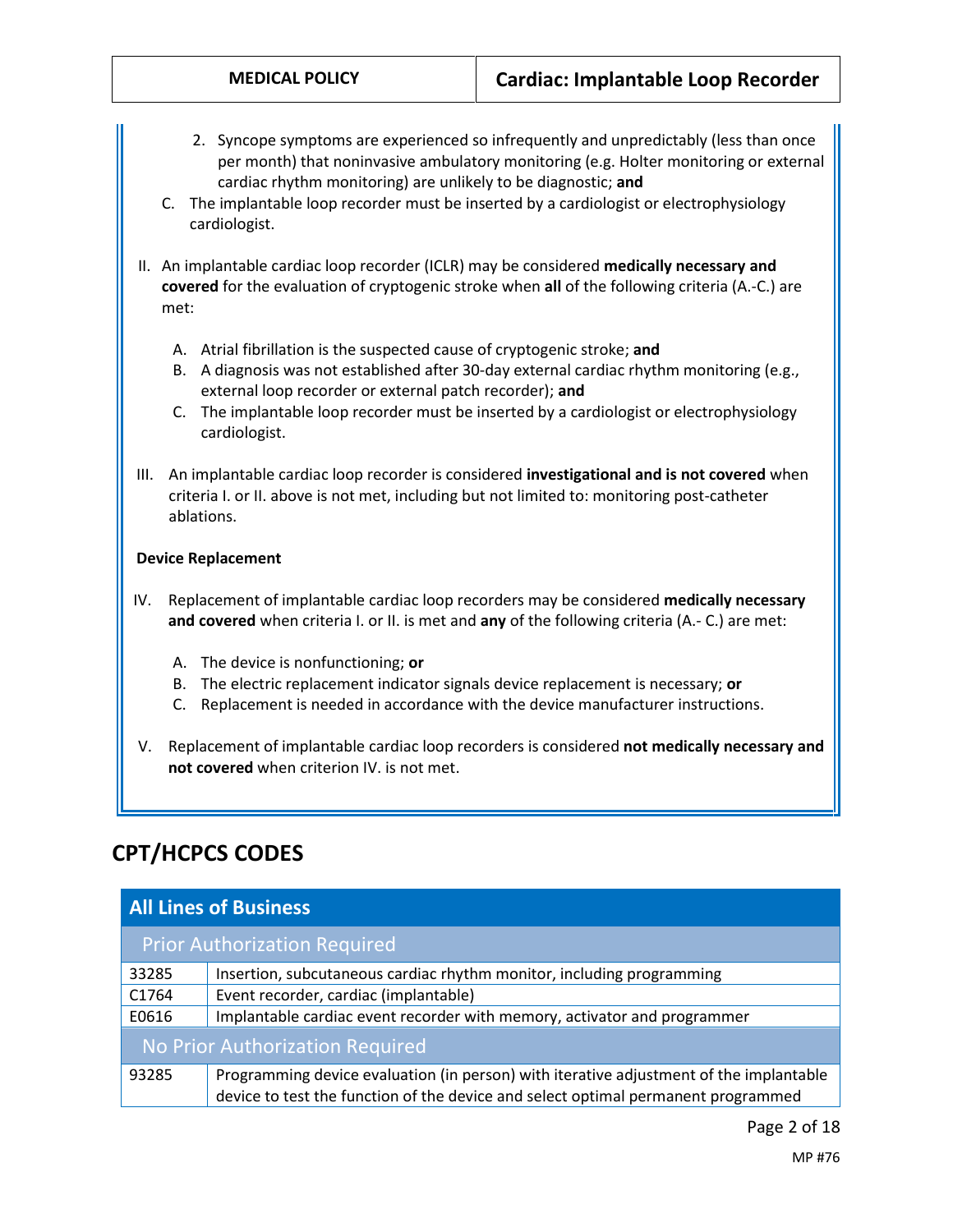2. Syncope symptoms are experienced so infrequently and unpredictably (less than once per month) that noninvasive ambulatory monitoring (e.g. Holter monitoring or external cardiac rhythm monitoring) are unlikely to be diagnostic; **and**

C. The implantable loop recorder must be inserted by a cardiologist or electrophysiology cardiologist.

II. An implantable cardiac loop recorder (ICLR) may be considered **medically necessary and covered** for the evaluation of cryptogenic stroke when **all** of the following criteria (A.-C.) are met:

   A. Atrial fibrillation is the suspected cause of cryptogenic stroke; **and**
   B. A diagnosis was not established after 30-day external cardiac rhythm monitoring (e.g., external loop recorder or external patch recorder); **and**
   C. The implantable loop recorder must be inserted by a cardiologist or electrophysiology cardiologist.

III. An implantable cardiac loop recorder is considered **investigational and is not covered** when criteria I. or II. above is not met, including but not limited to: monitoring post-catheter ablations.

**Device Replacement**

IV. Replacement of implantable cardiac loop recorders may be considered **medically necessary and covered** when criteria I. or II. is met and **any** of the following criteria (A.- C.) are met:

   A. The device is nonfunctioning; **or**
   B. The electric replacement indicator signals device replacement is necessary; **or**
   C. Replacement is needed in accordance with the device manufacturer instructions.

V. Replacement of implantable cardiac loop recorders is considered **not medically necessary and not covered** when criterion IV. is not met.

## CPT/HCPCS CODES

| All Lines of Business | |
|---|---|
| **Prior Authorization Required** | |
| 33285 | Insertion, subcutaneous cardiac rhythm monitor, including programming |
| C1764 | Event recorder, cardiac (implantable) |
| E0616 | Implantable cardiac event recorder with memory, activator and programmer |
| **No Prior Authorization Required** | |
| 93285 | Programming device evaluation (in person) with iterative adjustment of the implantable device to test the function of the device and select optimal permanent programmed |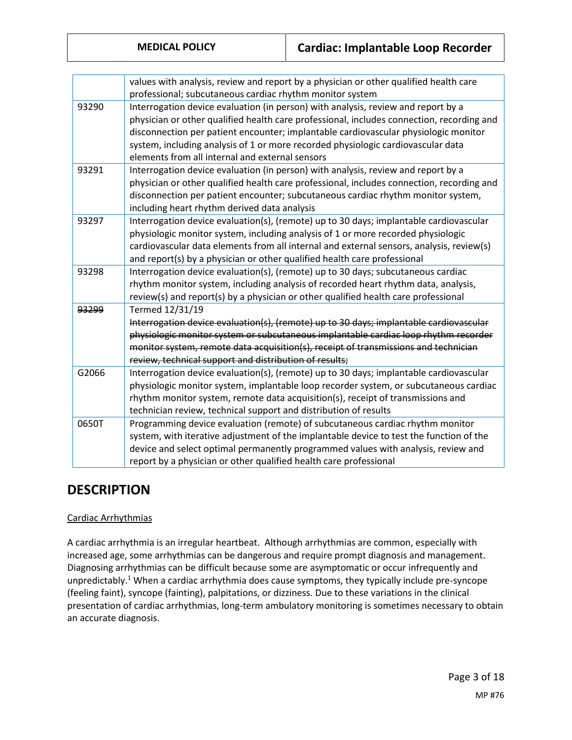| | |
|---|---|
| | values with analysis, review and report by a physician or other qualified health care professional; subcutaneous cardiac rhythm monitor system |
| 93290 | Interrogation device evaluation (in person) with analysis, review and report by a physician or other qualified health care professional, includes connection, recording and disconnection per patient encounter; implantable cardiovascular physiologic monitor system, including analysis of 1 or more recorded physiologic cardiovascular data elements from all internal and external sensors |
| 93291 | Interrogation device evaluation (in person) with analysis, review and report by a physician or other qualified health care professional, includes connection, recording and disconnection per patient encounter; subcutaneous cardiac rhythm monitor system, including heart rhythm derived data analysis |
| 93297 | Interrogation device evaluation(s), (remote) up to 30 days; implantable cardiovascular physiologic monitor system, including analysis of 1 or more recorded physiologic cardiovascular data elements from all internal and external sensors, analysis, review(s) and report(s) by a physician or other qualified health care professional |
| 93298 | Interrogation device evaluation(s), (remote) up to 30 days; subcutaneous cardiac rhythm monitor system, including analysis of recorded heart rhythm data, analysis, review(s) and report(s) by a physician or other qualified health care professional |
| ~~93299~~ | Termed 12/31/19<br>~~Interrogation device evaluation(s), (remote) up to 30 days; implantable cardiovascular physiologic monitor system or subcutaneous implantable cardiac loop rhythm recorder monitor system, remote data acquisition(s), receipt of transmissions and technician review, technical support and distribution of results;~~ |
| G2066 | Interrogation device evaluation(s), (remote) up to 30 days; implantable cardiovascular physiologic monitor system, implantable loop recorder system, or subcutaneous cardiac rhythm monitor system, remote data acquisition(s), receipt of transmissions and technician review, technical support and distribution of results |
| 0650T | Programming device evaluation (remote) of subcutaneous cardiac rhythm monitor system, with iterative adjustment of the implantable device to test the function of the device and select optimal permanently programmed values with analysis, review and report by a physician or other qualified health care professional |

# DESCRIPTION

<u>Cardiac Arrhythmias</u>

A cardiac arrhythmia is an irregular heartbeat. Although arrhythmias are common, especially with increased age, some arrhythmias can be dangerous and require prompt diagnosis and management. Diagnosing arrhythmias can be difficult because some are asymptomatic or occur infrequently and unpredictably.[1] When a cardiac arrhythmia does cause symptoms, they typically include pre-syncope (feeling faint), syncope (fainting), palpitations, or dizziness. Due to these variations in the clinical presentation of cardiac arrhythmias, long-term ambulatory monitoring is sometimes necessary to obtain an accurate diagnosis.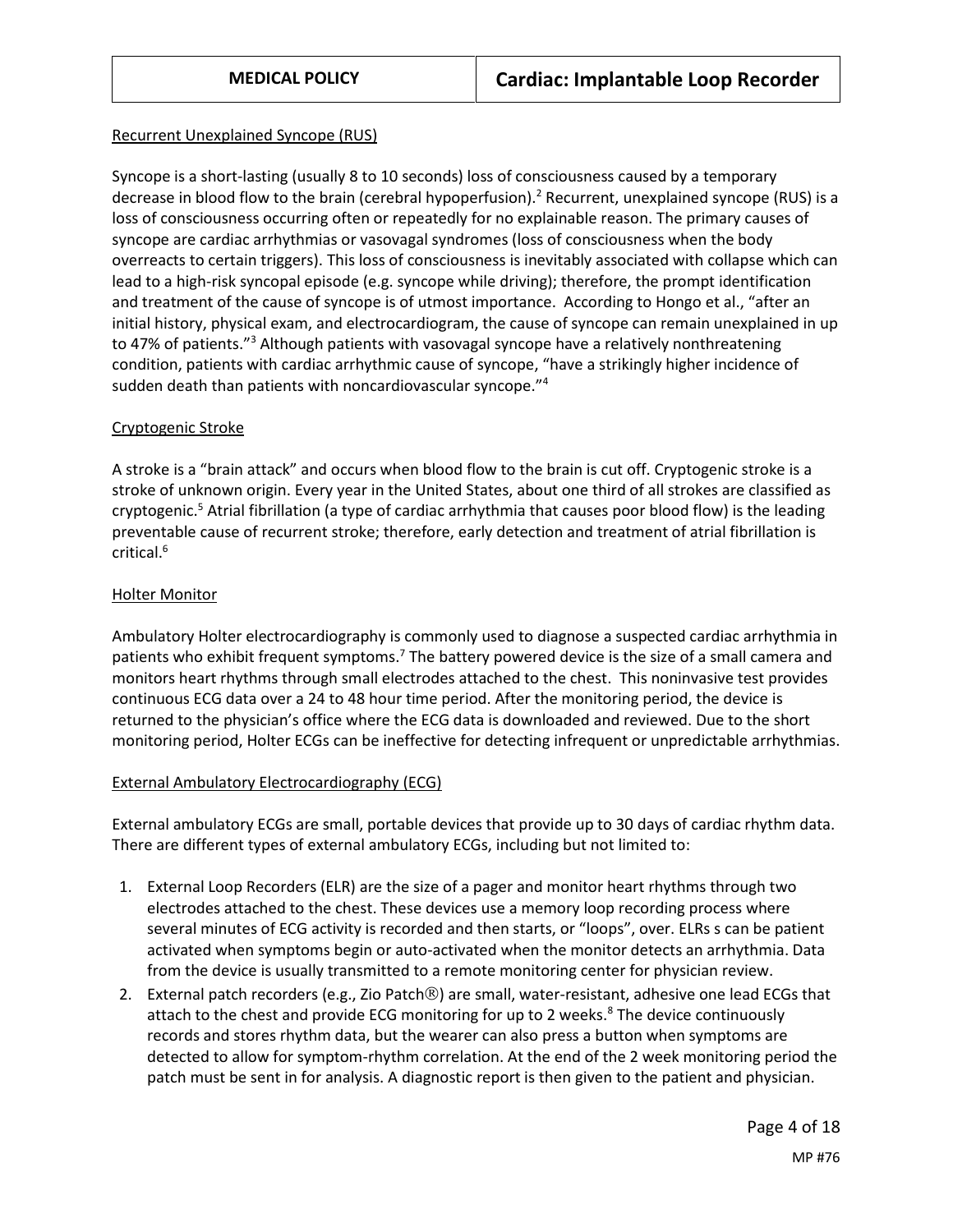### Recurrent Unexplained Syncope (RUS)

Syncope is a short-lasting (usually 8 to 10 seconds) loss of consciousness caused by a temporary decrease in blood flow to the brain (cerebral hypoperfusion).[2] Recurrent, unexplained syncope (RUS) is a loss of consciousness occurring often or repeatedly for no explainable reason. The primary causes of syncope are cardiac arrhythmias or vasovagal syndromes (loss of consciousness when the body overreacts to certain triggers). This loss of consciousness is inevitably associated with collapse which can lead to a high-risk syncopal episode (e.g. syncope while driving); therefore, the prompt identification and treatment of the cause of syncope is of utmost importance. According to Hongo et al., "after an initial history, physical exam, and electrocardiogram, the cause of syncope can remain unexplained in up to 47% of patients."[3] Although patients with vasovagal syncope have a relatively nonthreatening condition, patients with cardiac arrhythmic cause of syncope, "have a strikingly higher incidence of sudden death than patients with noncardiovascular syncope."[4]

### Cryptogenic Stroke

A stroke is a "brain attack" and occurs when blood flow to the brain is cut off. Cryptogenic stroke is a stroke of unknown origin. Every year in the United States, about one third of all strokes are classified as cryptogenic.[5] Atrial fibrillation (a type of cardiac arrhythmia that causes poor blood flow) is the leading preventable cause of recurrent stroke; therefore, early detection and treatment of atrial fibrillation is critical.[6]

### Holter Monitor

Ambulatory Holter electrocardiography is commonly used to diagnose a suspected cardiac arrhythmia in patients who exhibit frequent symptoms.[7] The battery powered device is the size of a small camera and monitors heart rhythms through small electrodes attached to the chest. This noninvasive test provides continuous ECG data over a 24 to 48 hour time period. After the monitoring period, the device is returned to the physician's office where the ECG data is downloaded and reviewed. Due to the short monitoring period, Holter ECGs can be ineffective for detecting infrequent or unpredictable arrhythmias.

### External Ambulatory Electrocardiography (ECG)

External ambulatory ECGs are small, portable devices that provide up to 30 days of cardiac rhythm data. There are different types of external ambulatory ECGs, including but not limited to:

1. External Loop Recorders (ELR) are the size of a pager and monitor heart rhythms through two electrodes attached to the chest. These devices use a memory loop recording process where several minutes of ECG activity is recorded and then starts, or "loops", over. ELRs s can be patient activated when symptoms begin or auto-activated when the monitor detects an arrhythmia. Data from the device is usually transmitted to a remote monitoring center for physician review.
2. External patch recorders (e.g., Zio Patch®) are small, water-resistant, adhesive one lead ECGs that attach to the chest and provide ECG monitoring for up to 2 weeks.[8] The device continuously records and stores rhythm data, but the wearer can also press a button when symptoms are detected to allow for symptom-rhythm correlation. At the end of the 2 week monitoring period the patch must be sent in for analysis. A diagnostic report is then given to the patient and physician.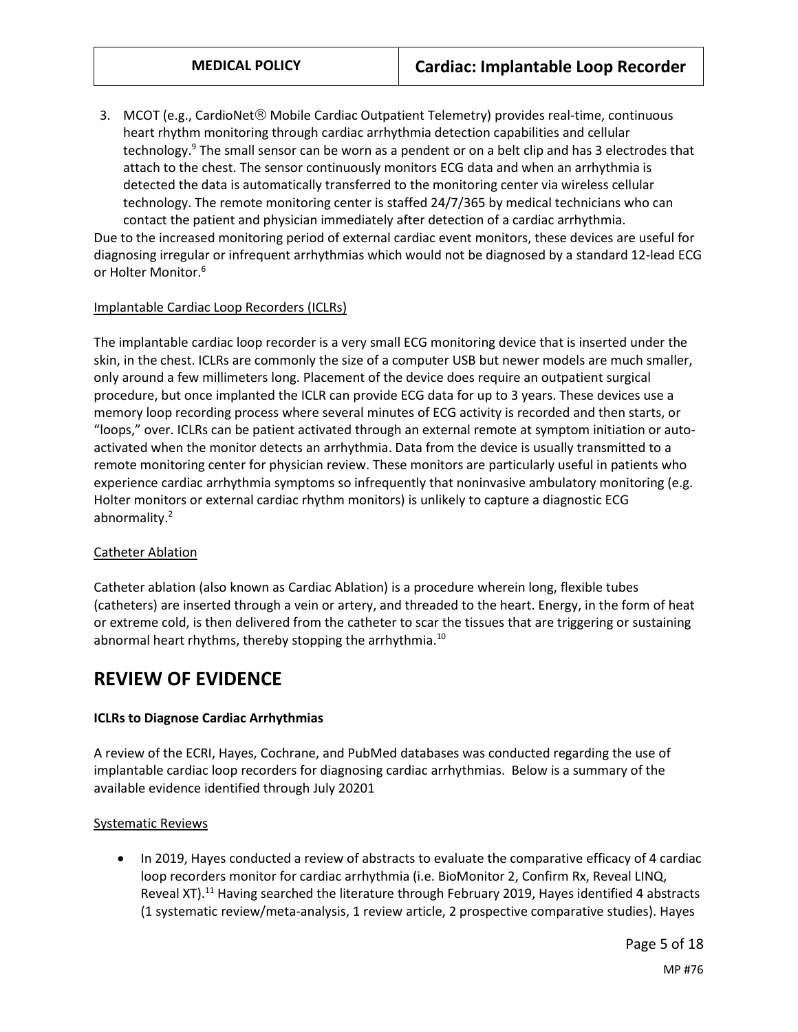3. MCOT (e.g., CardioNet® Mobile Cardiac Outpatient Telemetry) provides real-time, continuous heart rhythm monitoring through cardiac arrhythmia detection capabilities and cellular technology.[9] The small sensor can be worn as a pendent or on a belt clip and has 3 electrodes that attach to the chest. The sensor continuously monitors ECG data and when an arrhythmia is detected the data is automatically transferred to the monitoring center via wireless cellular technology. The remote monitoring center is staffed 24/7/365 by medical technicians who can contact the patient and physician immediately after detection of a cardiac arrhythmia.

Due to the increased monitoring period of external cardiac event monitors, these devices are useful for diagnosing irregular or infrequent arrhythmias which would not be diagnosed by a standard 12-lead ECG or Holter Monitor.[6]

Implantable Cardiac Loop Recorders (ICLRs)

The implantable cardiac loop recorder is a very small ECG monitoring device that is inserted under the skin, in the chest. ICLRs are commonly the size of a computer USB but newer models are much smaller, only around a few millimeters long. Placement of the device does require an outpatient surgical procedure, but once implanted the ICLR can provide ECG data for up to 3 years. These devices use a memory loop recording process where several minutes of ECG activity is recorded and then starts, or "loops," over. ICLRs can be patient activated through an external remote at symptom initiation or auto-activated when the monitor detects an arrhythmia. Data from the device is usually transmitted to a remote monitoring center for physician review. These monitors are particularly useful in patients who experience cardiac arrhythmia symptoms so infrequently that noninvasive ambulatory monitoring (e.g. Holter monitors or external cardiac rhythm monitors) is unlikely to capture a diagnostic ECG abnormality.[2]

Catheter Ablation

Catheter ablation (also known as Cardiac Ablation) is a procedure wherein long, flexible tubes (catheters) are inserted through a vein or artery, and threaded to the heart. Energy, in the form of heat or extreme cold, is then delivered from the catheter to scar the tissues that are triggering or sustaining abnormal heart rhythms, thereby stopping the arrhythmia.[10]

# REVIEW OF EVIDENCE

**ICLRs to Diagnose Cardiac Arrhythmias**

A review of the ECRI, Hayes, Cochrane, and PubMed databases was conducted regarding the use of implantable cardiac loop recorders for diagnosing cardiac arrhythmias. Below is a summary of the available evidence identified through July 20201

Systematic Reviews

- In 2019, Hayes conducted a review of abstracts to evaluate the comparative efficacy of 4 cardiac loop recorders monitor for cardiac arrhythmia (i.e. BioMonitor 2, Confirm Rx, Reveal LINQ, Reveal XT).[11] Having searched the literature through February 2019, Hayes identified 4 abstracts (1 systematic review/meta-analysis, 1 review article, 2 prospective comparative studies). Hayes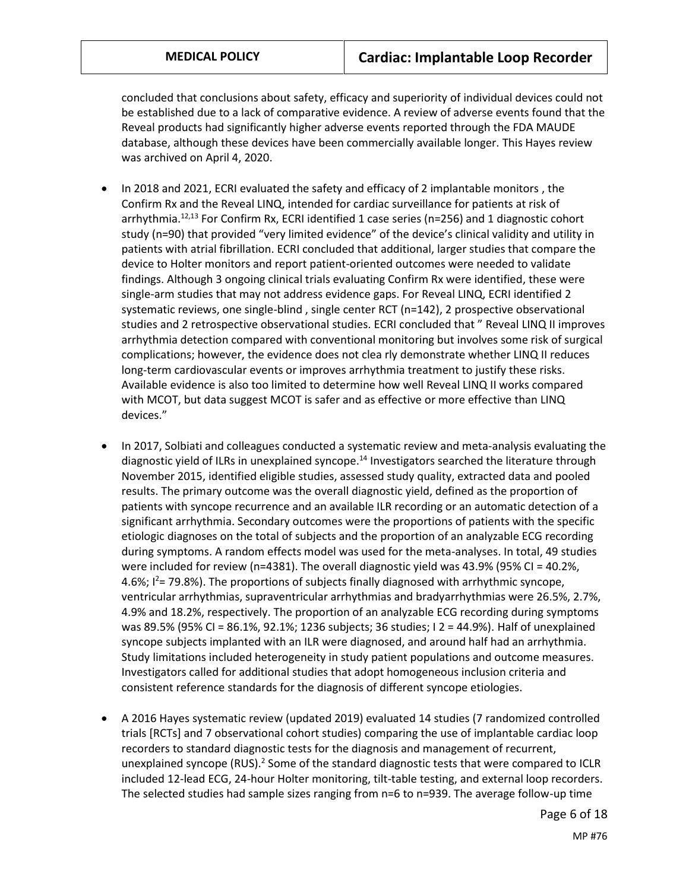concluded that conclusions about safety, efficacy and superiority of individual devices could not be established due to a lack of comparative evidence. A review of adverse events found that the Reveal products had significantly higher adverse events reported through the FDA MAUDE database, although these devices have been commercially available longer. This Hayes review was archived on April 4, 2020.

- In 2018 and 2021, ECRI evaluated the safety and efficacy of 2 implantable monitors , the Confirm Rx and the Reveal LINQ, intended for cardiac surveillance for patients at risk of arrhythmia.[12,13] For Confirm Rx, ECRI identified 1 case series (n=256) and 1 diagnostic cohort study (n=90) that provided "very limited evidence" of the device's clinical validity and utility in patients with atrial fibrillation. ECRI concluded that additional, larger studies that compare the device to Holter monitors and report patient-oriented outcomes were needed to validate findings. Although 3 ongoing clinical trials evaluating Confirm Rx were identified, these were single-arm studies that may not address evidence gaps. For Reveal LINQ, ECRI identified 2 systematic reviews, one single-blind , single center RCT (n=142), 2 prospective observational studies and 2 retrospective observational studies. ECRI concluded that " Reveal LINQ II improves arrhythmia detection compared with conventional monitoring but involves some risk of surgical complications; however, the evidence does not clea rly demonstrate whether LINQ II reduces long-term cardiovascular events or improves arrhythmia treatment to justify these risks. Available evidence is also too limited to determine how well Reveal LINQ II works compared with MCOT, but data suggest MCOT is safer and as effective or more effective than LINQ devices."

- In 2017, Solbiati and colleagues conducted a systematic review and meta-analysis evaluating the diagnostic yield of ILRs in unexplained syncope.[14] Investigators searched the literature through November 2015, identified eligible studies, assessed study quality, extracted data and pooled results. The primary outcome was the overall diagnostic yield, defined as the proportion of patients with syncope recurrence and an available ILR recording or an automatic detection of a significant arrhythmia. Secondary outcomes were the proportions of patients with the specific etiologic diagnoses on the total of subjects and the proportion of an analyzable ECG recording during symptoms. A random effects model was used for the meta-analyses. In total, 49 studies were included for review (n=4381). The overall diagnostic yield was 43.9% (95% CI = 40.2%, 4.6%; $I^2$= 79.8%). The proportions of subjects finally diagnosed with arrhythmic syncope, ventricular arrhythmias, supraventricular arrhythmias and bradyarrhythmias were 26.5%, 2.7%, 4.9% and 18.2%, respectively. The proportion of an analyzable ECG recording during symptoms was 89.5% (95% CI = 86.1%, 92.1%; 1236 subjects; 36 studies; I 2 = 44.9%). Half of unexplained syncope subjects implanted with an ILR were diagnosed, and around half had an arrhythmia. Study limitations included heterogeneity in study patient populations and outcome measures. Investigators called for additional studies that adopt homogeneous inclusion criteria and consistent reference standards for the diagnosis of different syncope etiologies.

- A 2016 Hayes systematic review (updated 2019) evaluated 14 studies (7 randomized controlled trials [RCTs] and 7 observational cohort studies) comparing the use of implantable cardiac loop recorders to standard diagnostic tests for the diagnosis and management of recurrent, unexplained syncope (RUS).[2] Some of the standard diagnostic tests that were compared to ICLR included 12-lead ECG, 24-hour Holter monitoring, tilt-table testing, and external loop recorders. The selected studies had sample sizes ranging from n=6 to n=939. The average follow-up time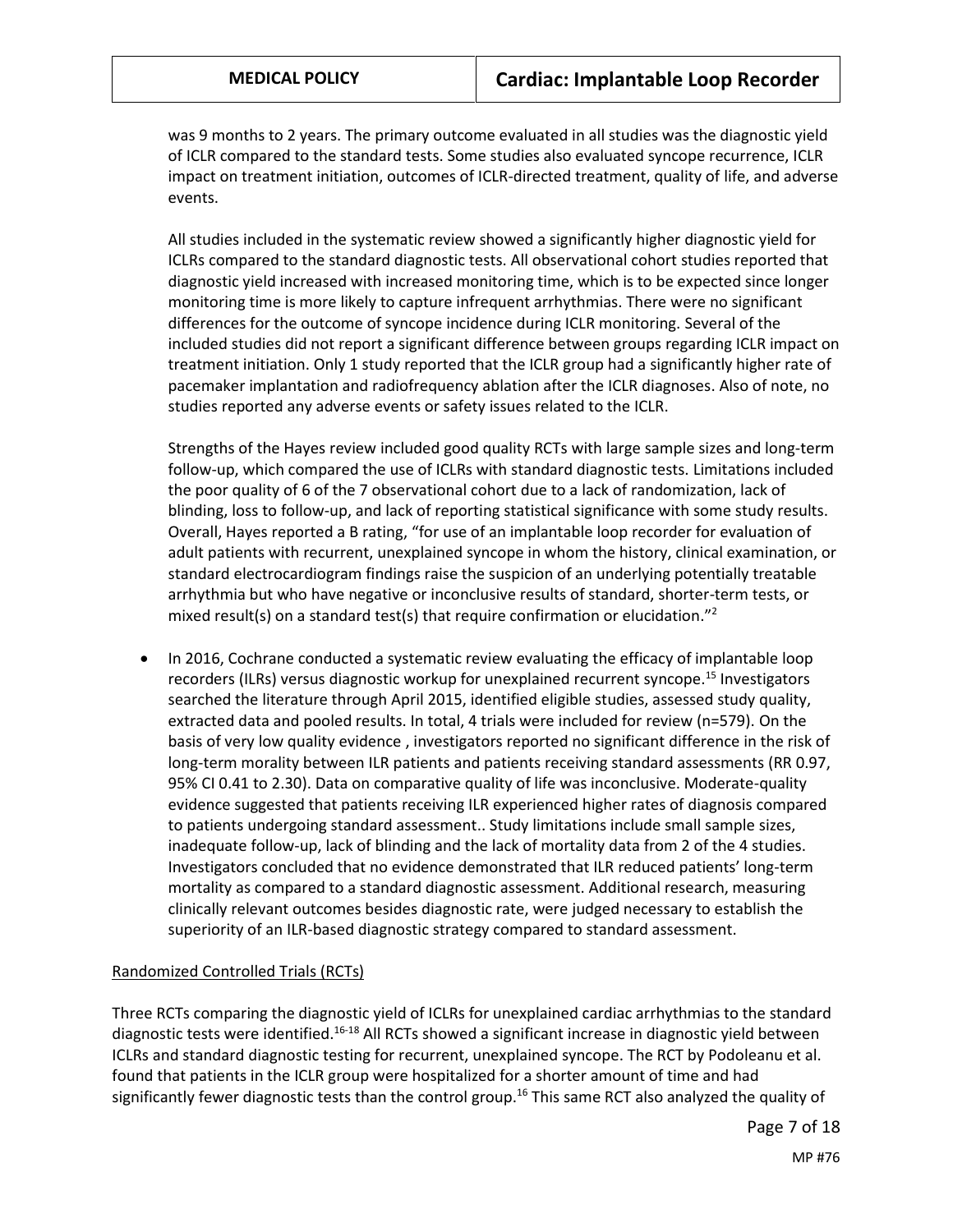was 9 months to 2 years. The primary outcome evaluated in all studies was the diagnostic yield of ICLR compared to the standard tests. Some studies also evaluated syncope recurrence, ICLR impact on treatment initiation, outcomes of ICLR-directed treatment, quality of life, and adverse events.

All studies included in the systematic review showed a significantly higher diagnostic yield for ICLRs compared to the standard diagnostic tests. All observational cohort studies reported that diagnostic yield increased with increased monitoring time, which is to be expected since longer monitoring time is more likely to capture infrequent arrhythmias. There were no significant differences for the outcome of syncope incidence during ICLR monitoring. Several of the included studies did not report a significant difference between groups regarding ICLR impact on treatment initiation. Only 1 study reported that the ICLR group had a significantly higher rate of pacemaker implantation and radiofrequency ablation after the ICLR diagnoses. Also of note, no studies reported any adverse events or safety issues related to the ICLR.

Strengths of the Hayes review included good quality RCTs with large sample sizes and long-term follow-up, which compared the use of ICLRs with standard diagnostic tests. Limitations included the poor quality of 6 of the 7 observational cohort due to a lack of randomization, lack of blinding, loss to follow-up, and lack of reporting statistical significance with some study results. Overall, Hayes reported a B rating, "for use of an implantable loop recorder for evaluation of adult patients with recurrent, unexplained syncope in whom the history, clinical examination, or standard electrocardiogram findings raise the suspicion of an underlying potentially treatable arrhythmia but who have negative or inconclusive results of standard, shorter-term tests, or mixed result(s) on a standard test(s) that require confirmation or elucidation."[2]

- In 2016, Cochrane conducted a systematic review evaluating the efficacy of implantable loop recorders (ILRs) versus diagnostic workup for unexplained recurrent syncope.[15] Investigators searched the literature through April 2015, identified eligible studies, assessed study quality, extracted data and pooled results. In total, 4 trials were included for review (n=579). On the basis of very low quality evidence , investigators reported no significant difference in the risk of long-term morality between ILR patients and patients receiving standard assessments (RR 0.97, 95% CI 0.41 to 2.30). Data on comparative quality of life was inconclusive. Moderate-quality evidence suggested that patients receiving ILR experienced higher rates of diagnosis compared to patients undergoing standard assessment.. Study limitations include small sample sizes, inadequate follow-up, lack of blinding and the lack of mortality data from 2 of the 4 studies. Investigators concluded that no evidence demonstrated that ILR reduced patients' long-term mortality as compared to a standard diagnostic assessment. Additional research, measuring clinically relevant outcomes besides diagnostic rate, were judged necessary to establish the superiority of an ILR-based diagnostic strategy compared to standard assessment.

Randomized Controlled Trials (RCTs)

Three RCTs comparing the diagnostic yield of ICLRs for unexplained cardiac arrhythmias to the standard diagnostic tests were identified.[16-18] All RCTs showed a significant increase in diagnostic yield between ICLRs and standard diagnostic testing for recurrent, unexplained syncope. The RCT by Podoleanu et al. found that patients in the ICLR group were hospitalized for a shorter amount of time and had significantly fewer diagnostic tests than the control group.[16] This same RCT also analyzed the quality of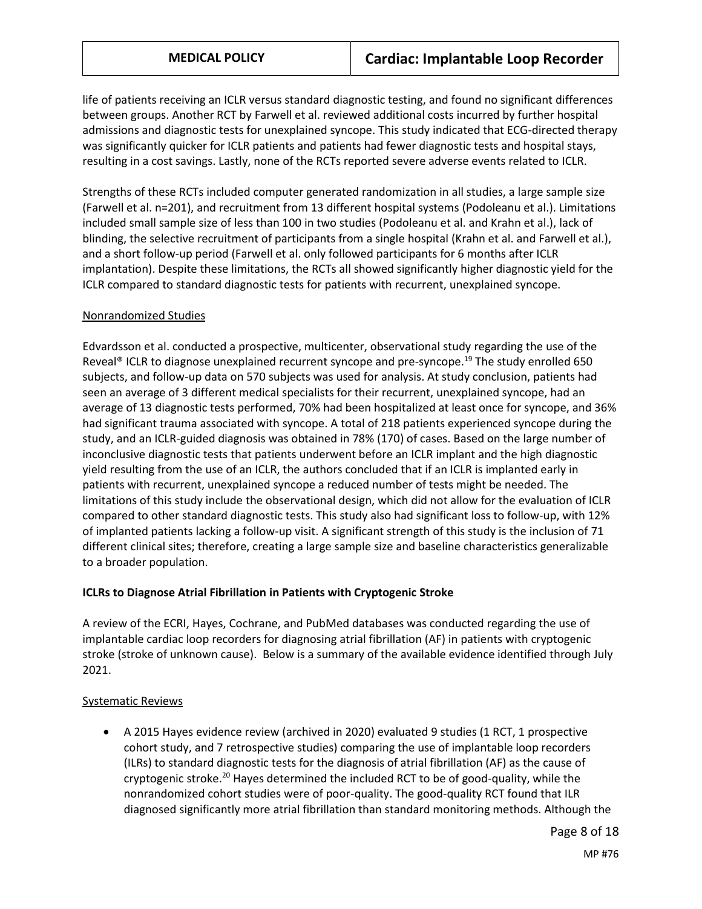life of patients receiving an ICLR versus standard diagnostic testing, and found no significant differences between groups. Another RCT by Farwell et al. reviewed additional costs incurred by further hospital admissions and diagnostic tests for unexplained syncope. This study indicated that ECG-directed therapy was significantly quicker for ICLR patients and patients had fewer diagnostic tests and hospital stays, resulting in a cost savings. Lastly, none of the RCTs reported severe adverse events related to ICLR.

Strengths of these RCTs included computer generated randomization in all studies, a large sample size (Farwell et al. n=201), and recruitment from 13 different hospital systems (Podoleanu et al.). Limitations included small sample size of less than 100 in two studies (Podoleanu et al. and Krahn et al.), lack of blinding, the selective recruitment of participants from a single hospital (Krahn et al. and Farwell et al.), and a short follow-up period (Farwell et al. only followed participants for 6 months after ICLR implantation). Despite these limitations, the RCTs all showed significantly higher diagnostic yield for the ICLR compared to standard diagnostic tests for patients with recurrent, unexplained syncope.

<u>Nonrandomized Studies</u>

Edvardsson et al. conducted a prospective, multicenter, observational study regarding the use of the Reveal® ICLR to diagnose unexplained recurrent syncope and pre-syncope.[19] The study enrolled 650 subjects, and follow-up data on 570 subjects was used for analysis. At study conclusion, patients had seen an average of 3 different medical specialists for their recurrent, unexplained syncope, had an average of 13 diagnostic tests performed, 70% had been hospitalized at least once for syncope, and 36% had significant trauma associated with syncope. A total of 218 patients experienced syncope during the study, and an ICLR-guided diagnosis was obtained in 78% (170) of cases. Based on the large number of inconclusive diagnostic tests that patients underwent before an ICLR implant and the high diagnostic yield resulting from the use of an ICLR, the authors concluded that if an ICLR is implanted early in patients with recurrent, unexplained syncope a reduced number of tests might be needed. The limitations of this study include the observational design, which did not allow for the evaluation of ICLR compared to other standard diagnostic tests. This study also had significant loss to follow-up, with 12% of implanted patients lacking a follow-up visit. A significant strength of this study is the inclusion of 71 different clinical sites; therefore, creating a large sample size and baseline characteristics generalizable to a broader population.

**ICLRs to Diagnose Atrial Fibrillation in Patients with Cryptogenic Stroke**

A review of the ECRI, Hayes, Cochrane, and PubMed databases was conducted regarding the use of implantable cardiac loop recorders for diagnosing atrial fibrillation (AF) in patients with cryptogenic stroke (stroke of unknown cause). Below is a summary of the available evidence identified through July 2021.

<u>Systematic Reviews</u>

- A 2015 Hayes evidence review (archived in 2020) evaluated 9 studies (1 RCT, 1 prospective cohort study, and 7 retrospective studies) comparing the use of implantable loop recorders (ILRs) to standard diagnostic tests for the diagnosis of atrial fibrillation (AF) as the cause of cryptogenic stroke.[20] Hayes determined the included RCT to be of good-quality, while the nonrandomized cohort studies were of poor-quality. The good-quality RCT found that ILR diagnosed significantly more atrial fibrillation than standard monitoring methods. Although the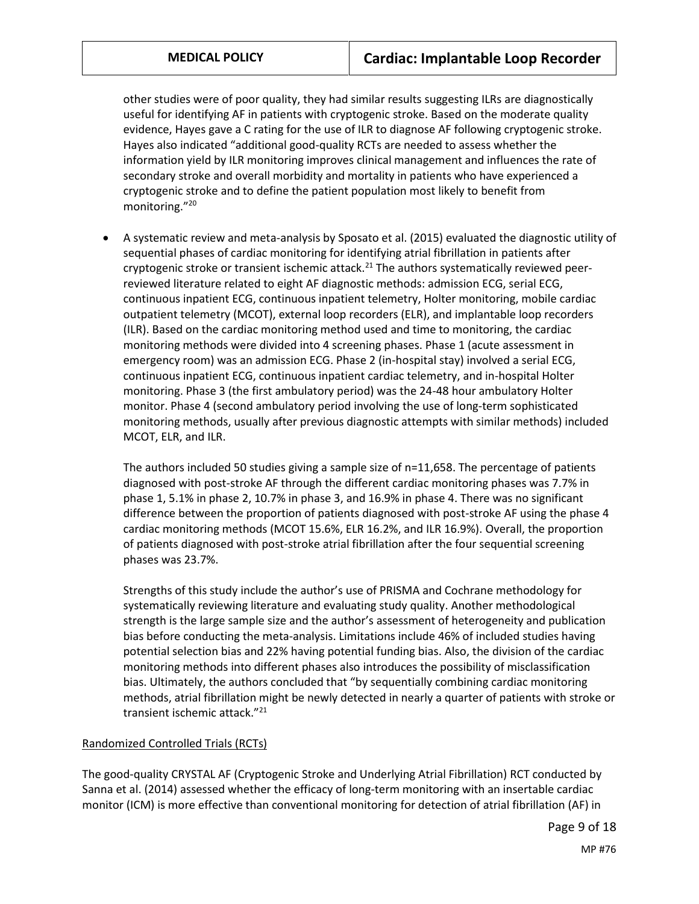other studies were of poor quality, they had similar results suggesting ILRs are diagnostically useful for identifying AF in patients with cryptogenic stroke. Based on the moderate quality evidence, Hayes gave a C rating for the use of ILR to diagnose AF following cryptogenic stroke. Hayes also indicated "additional good-quality RCTs are needed to assess whether the information yield by ILR monitoring improves clinical management and influences the rate of secondary stroke and overall morbidity and mortality in patients who have experienced a cryptogenic stroke and to define the patient population most likely to benefit from monitoring."[20]

- A systematic review and meta-analysis by Sposato et al. (2015) evaluated the diagnostic utility of sequential phases of cardiac monitoring for identifying atrial fibrillation in patients after cryptogenic stroke or transient ischemic attack.[21] The authors systematically reviewed peer-reviewed literature related to eight AF diagnostic methods: admission ECG, serial ECG, continuous inpatient ECG, continuous inpatient telemetry, Holter monitoring, mobile cardiac outpatient telemetry (MCOT), external loop recorders (ELR), and implantable loop recorders (ILR). Based on the cardiac monitoring method used and time to monitoring, the cardiac monitoring methods were divided into 4 screening phases. Phase 1 (acute assessment in emergency room) was an admission ECG. Phase 2 (in-hospital stay) involved a serial ECG, continuous inpatient ECG, continuous inpatient cardiac telemetry, and in-hospital Holter monitoring. Phase 3 (the first ambulatory period) was the 24-48 hour ambulatory Holter monitor. Phase 4 (second ambulatory period involving the use of long-term sophisticated monitoring methods, usually after previous diagnostic attempts with similar methods) included MCOT, ELR, and ILR.

  The authors included 50 studies giving a sample size of n=11,658. The percentage of patients diagnosed with post-stroke AF through the different cardiac monitoring phases was 7.7% in phase 1, 5.1% in phase 2, 10.7% in phase 3, and 16.9% in phase 4. There was no significant difference between the proportion of patients diagnosed with post-stroke AF using the phase 4 cardiac monitoring methods (MCOT 15.6%, ELR 16.2%, and ILR 16.9%). Overall, the proportion of patients diagnosed with post-stroke atrial fibrillation after the four sequential screening phases was 23.7%.

  Strengths of this study include the author's use of PRISMA and Cochrane methodology for systematically reviewing literature and evaluating study quality. Another methodological strength is the large sample size and the author's assessment of heterogeneity and publication bias before conducting the meta-analysis. Limitations include 46% of included studies having potential selection bias and 22% having potential funding bias. Also, the division of the cardiac monitoring methods into different phases also introduces the possibility of misclassification bias. Ultimately, the authors concluded that "by sequentially combining cardiac monitoring methods, atrial fibrillation might be newly detected in nearly a quarter of patients with stroke or transient ischemic attack."[21]

Randomized Controlled Trials (RCTs)

The good-quality CRYSTAL AF (Cryptogenic Stroke and Underlying Atrial Fibrillation) RCT conducted by Sanna et al. (2014) assessed whether the efficacy of long-term monitoring with an insertable cardiac monitor (ICM) is more effective than conventional monitoring for detection of atrial fibrillation (AF) in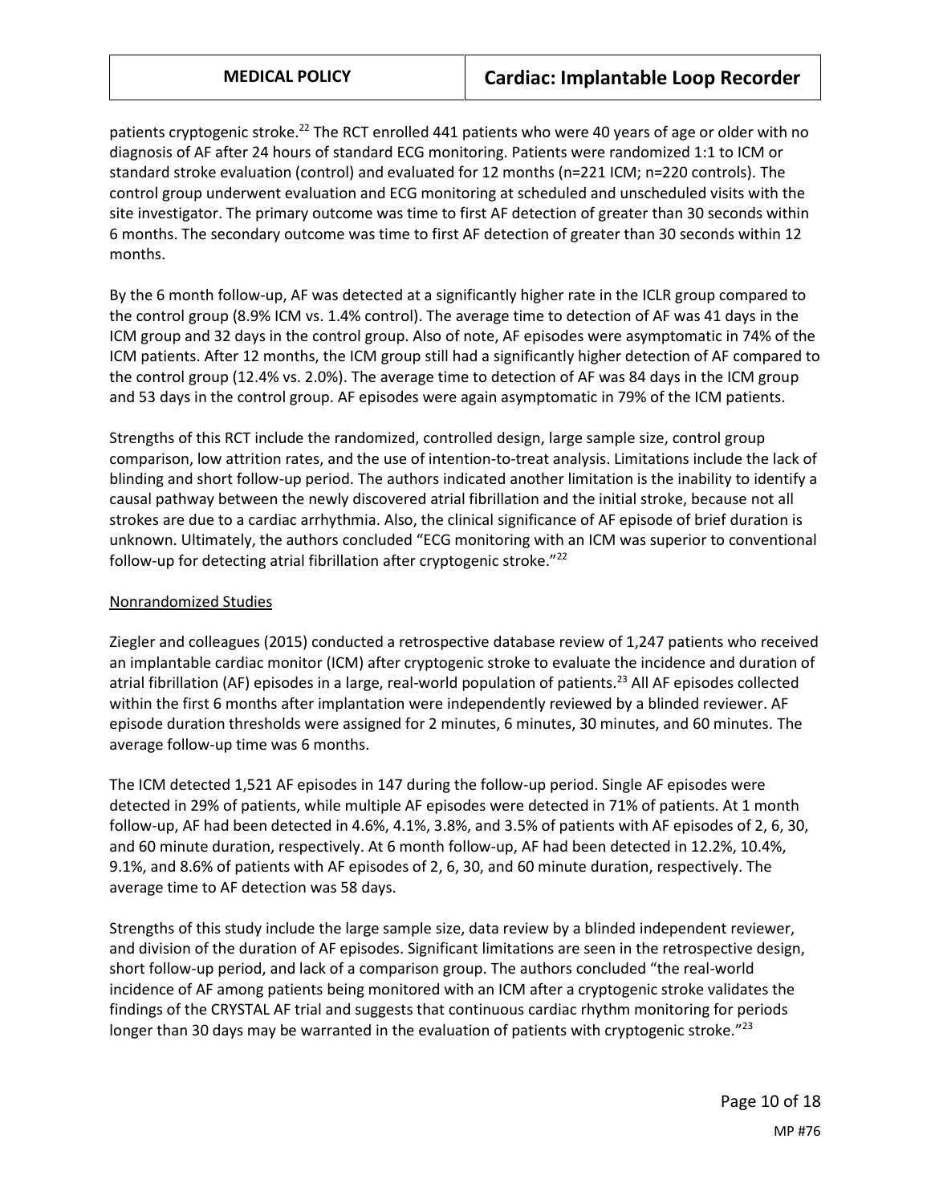patients cryptogenic stroke.[22] The RCT enrolled 441 patients who were 40 years of age or older with no diagnosis of AF after 24 hours of standard ECG monitoring. Patients were randomized 1:1 to ICM or standard stroke evaluation (control) and evaluated for 12 months (n=221 ICM; n=220 controls). The control group underwent evaluation and ECG monitoring at scheduled and unscheduled visits with the site investigator. The primary outcome was time to first AF detection of greater than 30 seconds within 6 months. The secondary outcome was time to first AF detection of greater than 30 seconds within 12 months.

By the 6 month follow-up, AF was detected at a significantly higher rate in the ICLR group compared to the control group (8.9% ICM vs. 1.4% control). The average time to detection of AF was 41 days in the ICM group and 32 days in the control group. Also of note, AF episodes were asymptomatic in 74% of the ICM patients. After 12 months, the ICM group still had a significantly higher detection of AF compared to the control group (12.4% vs. 2.0%). The average time to detection of AF was 84 days in the ICM group and 53 days in the control group. AF episodes were again asymptomatic in 79% of the ICM patients.

Strengths of this RCT include the randomized, controlled design, large sample size, control group comparison, low attrition rates, and the use of intention-to-treat analysis. Limitations include the lack of blinding and short follow-up period. The authors indicated another limitation is the inability to identify a causal pathway between the newly discovered atrial fibrillation and the initial stroke, because not all strokes are due to a cardiac arrhythmia. Also, the clinical significance of AF episode of brief duration is unknown. Ultimately, the authors concluded "ECG monitoring with an ICM was superior to conventional follow-up for detecting atrial fibrillation after cryptogenic stroke."[22]

<u>Nonrandomized Studies</u>

Ziegler and colleagues (2015) conducted a retrospective database review of 1,247 patients who received an implantable cardiac monitor (ICM) after cryptogenic stroke to evaluate the incidence and duration of atrial fibrillation (AF) episodes in a large, real-world population of patients.[23] All AF episodes collected within the first 6 months after implantation were independently reviewed by a blinded reviewer. AF episode duration thresholds were assigned for 2 minutes, 6 minutes, 30 minutes, and 60 minutes. The average follow-up time was 6 months.

The ICM detected 1,521 AF episodes in 147 during the follow-up period. Single AF episodes were detected in 29% of patients, while multiple AF episodes were detected in 71% of patients. At 1 month follow-up, AF had been detected in 4.6%, 4.1%, 3.8%, and 3.5% of patients with AF episodes of 2, 6, 30, and 60 minute duration, respectively. At 6 month follow-up, AF had been detected in 12.2%, 10.4%, 9.1%, and 8.6% of patients with AF episodes of 2, 6, 30, and 60 minute duration, respectively. The average time to AF detection was 58 days.

Strengths of this study include the large sample size, data review by a blinded independent reviewer, and division of the duration of AF episodes. Significant limitations are seen in the retrospective design, short follow-up period, and lack of a comparison group. The authors concluded "the real-world incidence of AF among patients being monitored with an ICM after a cryptogenic stroke validates the findings of the CRYSTAL AF trial and suggests that continuous cardiac rhythm monitoring for periods longer than 30 days may be warranted in the evaluation of patients with cryptogenic stroke."[23]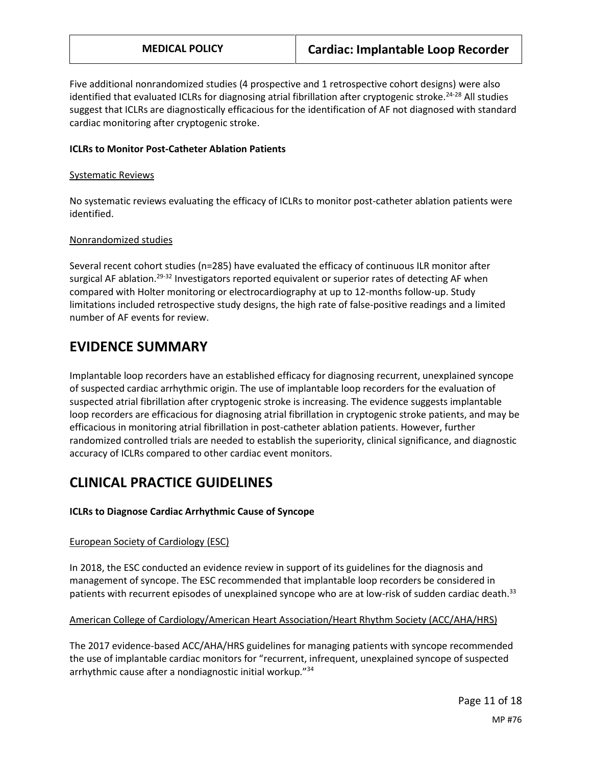Five additional nonrandomized studies (4 prospective and 1 retrospective cohort designs) were also identified that evaluated ICLRs for diagnosing atrial fibrillation after cryptogenic stroke.[24-28] All studies suggest that ICLRs are diagnostically efficacious for the identification of AF not diagnosed with standard cardiac monitoring after cryptogenic stroke.

**ICLRs to Monitor Post-Catheter Ablation Patients**

Systematic Reviews

No systematic reviews evaluating the efficacy of ICLRs to monitor post-catheter ablation patients were identified.

Nonrandomized studies

Several recent cohort studies (n=285) have evaluated the efficacy of continuous ILR monitor after surgical AF ablation.[29-32] Investigators reported equivalent or superior rates of detecting AF when compared with Holter monitoring or electrocardiography at up to 12-months follow-up. Study limitations included retrospective study designs, the high rate of false-positive readings and a limited number of AF events for review.

# EVIDENCE SUMMARY

Implantable loop recorders have an established efficacy for diagnosing recurrent, unexplained syncope of suspected cardiac arrhythmic origin. The use of implantable loop recorders for the evaluation of suspected atrial fibrillation after cryptogenic stroke is increasing. The evidence suggests implantable loop recorders are efficacious for diagnosing atrial fibrillation in cryptogenic stroke patients, and may be efficacious in monitoring atrial fibrillation in post-catheter ablation patients. However, further randomized controlled trials are needed to establish the superiority, clinical significance, and diagnostic accuracy of ICLRs compared to other cardiac event monitors.

# CLINICAL PRACTICE GUIDELINES

**ICLRs to Diagnose Cardiac Arrhythmic Cause of Syncope**

European Society of Cardiology (ESC)

In 2018, the ESC conducted an evidence review in support of its guidelines for the diagnosis and management of syncope. The ESC recommended that implantable loop recorders be considered in patients with recurrent episodes of unexplained syncope who are at low-risk of sudden cardiac death.[33]

American College of Cardiology/American Heart Association/Heart Rhythm Society (ACC/AHA/HRS)

The 2017 evidence-based ACC/AHA/HRS guidelines for managing patients with syncope recommended the use of implantable cardiac monitors for "recurrent, infrequent, unexplained syncope of suspected arrhythmic cause after a nondiagnostic initial workup."[34]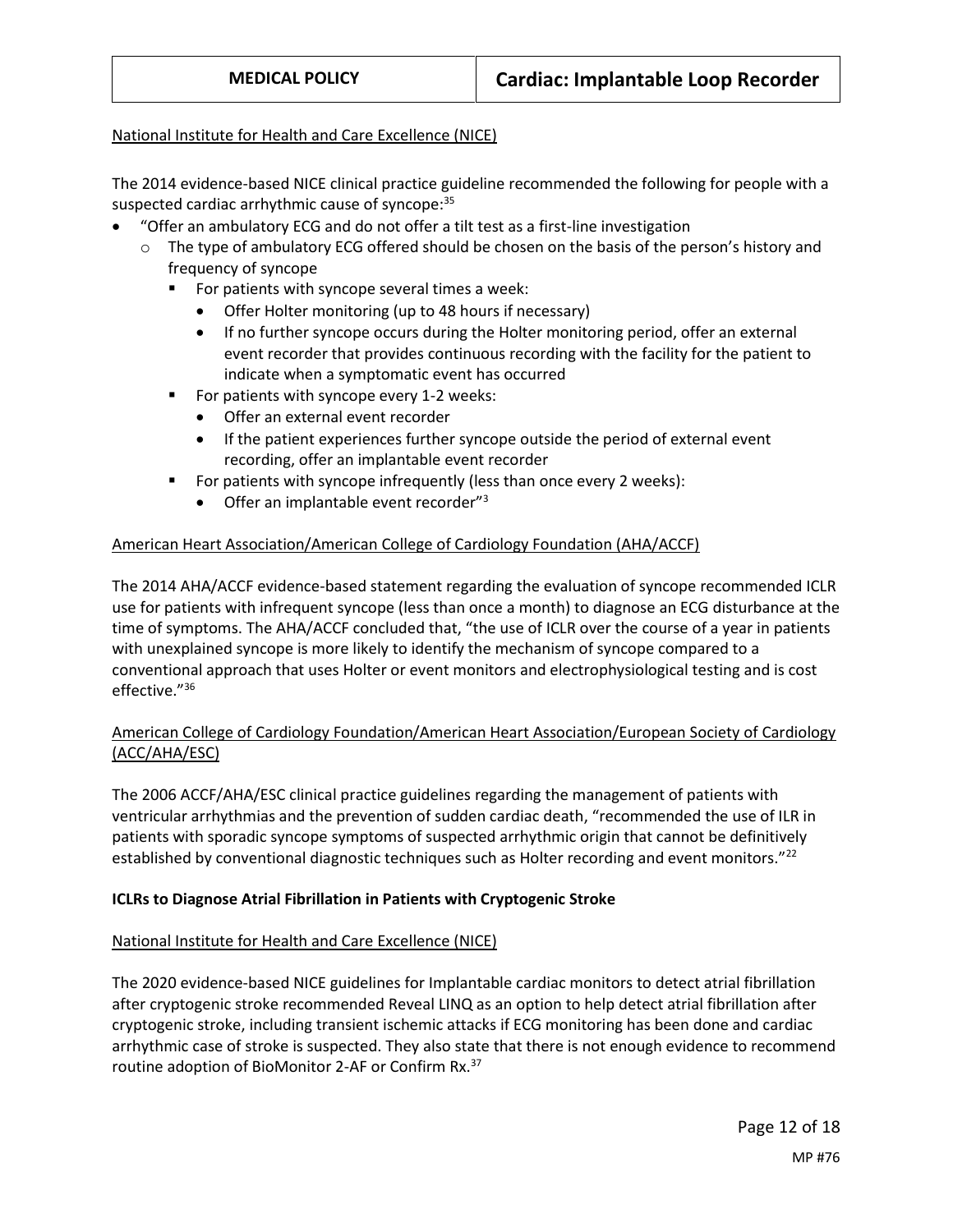<u>National Institute for Health and Care Excellence (NICE)</u>

The 2014 evidence-based NICE clinical practice guideline recommended the following for people with a suspected cardiac arrhythmic cause of syncope:[35]

- "Offer an ambulatory ECG and do not offer a tilt test as a first-line investigation
  - The type of ambulatory ECG offered should be chosen on the basis of the person's history and frequency of syncope
    - For patients with syncope several times a week:
      - Offer Holter monitoring (up to 48 hours if necessary)
      - If no further syncope occurs during the Holter monitoring period, offer an external event recorder that provides continuous recording with the facility for the patient to indicate when a symptomatic event has occurred
    - For patients with syncope every 1-2 weeks:
      - Offer an external event recorder
      - If the patient experiences further syncope outside the period of external event recording, offer an implantable event recorder
    - For patients with syncope infrequently (less than once every 2 weeks):
      - Offer an implantable event recorder"[3]

<u>American Heart Association/American College of Cardiology Foundation (AHA/ACCF)</u>

The 2014 AHA/ACCF evidence-based statement regarding the evaluation of syncope recommended ICLR use for patients with infrequent syncope (less than once a month) to diagnose an ECG disturbance at the time of symptoms. The AHA/ACCF concluded that, "the use of ICLR over the course of a year in patients with unexplained syncope is more likely to identify the mechanism of syncope compared to a conventional approach that uses Holter or event monitors and electrophysiological testing and is cost effective."[36]

<u>American College of Cardiology Foundation/American Heart Association/European Society of Cardiology (ACC/AHA/ESC)</u>

The 2006 ACCF/AHA/ESC clinical practice guidelines regarding the management of patients with ventricular arrhythmias and the prevention of sudden cardiac death, "recommended the use of ILR in patients with sporadic syncope symptoms of suspected arrhythmic origin that cannot be definitively established by conventional diagnostic techniques such as Holter recording and event monitors."[22]

**ICLRs to Diagnose Atrial Fibrillation in Patients with Cryptogenic Stroke**

<u>National Institute for Health and Care Excellence (NICE)</u>

The 2020 evidence-based NICE guidelines for Implantable cardiac monitors to detect atrial fibrillation after cryptogenic stroke recommended Reveal LINQ as an option to help detect atrial fibrillation after cryptogenic stroke, including transient ischemic attacks if ECG monitoring has been done and cardiac arrhythmic case of stroke is suspected. They also state that there is not enough evidence to recommend routine adoption of BioMonitor 2-AF or Confirm Rx.[37]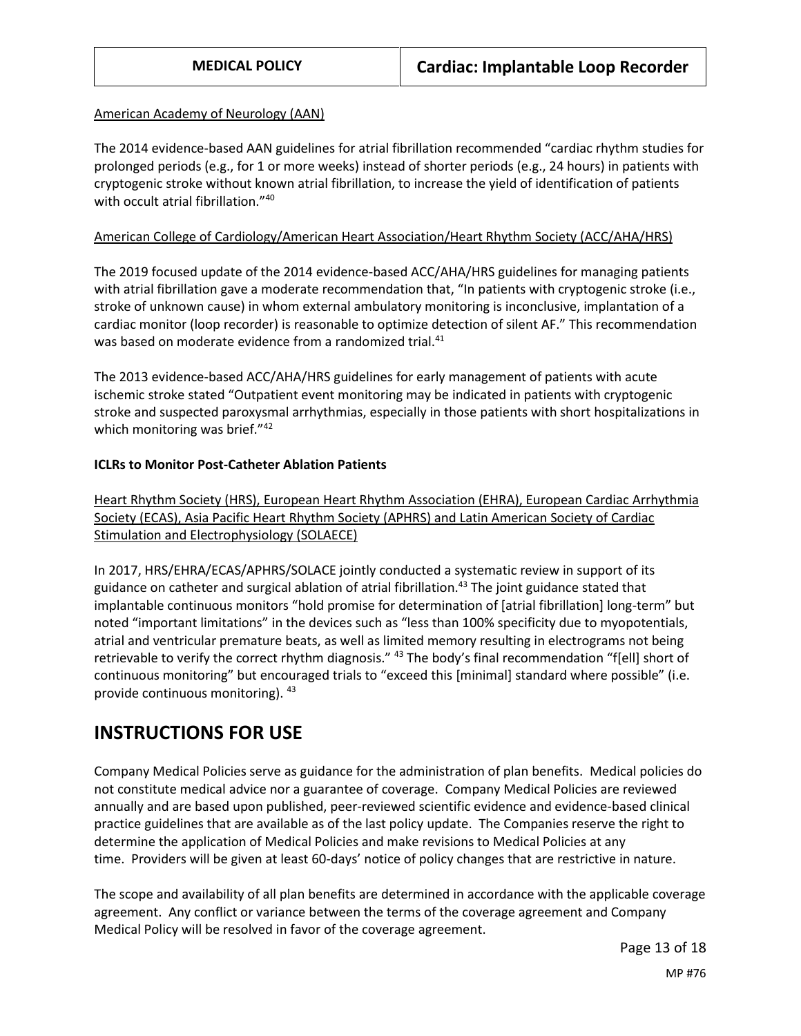American Academy of Neurology (AAN)

The 2014 evidence-based AAN guidelines for atrial fibrillation recommended "cardiac rhythm studies for prolonged periods (e.g., for 1 or more weeks) instead of shorter periods (e.g., 24 hours) in patients with cryptogenic stroke without known atrial fibrillation, to increase the yield of identification of patients with occult atrial fibrillation."[40]

American College of Cardiology/American Heart Association/Heart Rhythm Society (ACC/AHA/HRS)

The 2019 focused update of the 2014 evidence-based ACC/AHA/HRS guidelines for managing patients with atrial fibrillation gave a moderate recommendation that, "In patients with cryptogenic stroke (i.e., stroke of unknown cause) in whom external ambulatory monitoring is inconclusive, implantation of a cardiac monitor (loop recorder) is reasonable to optimize detection of silent AF." This recommendation was based on moderate evidence from a randomized trial.[41]

The 2013 evidence-based ACC/AHA/HRS guidelines for early management of patients with acute ischemic stroke stated "Outpatient event monitoring may be indicated in patients with cryptogenic stroke and suspected paroxysmal arrhythmias, especially in those patients with short hospitalizations in which monitoring was brief."[42]

**ICLRs to Monitor Post-Catheter Ablation Patients**

Heart Rhythm Society (HRS), European Heart Rhythm Association (EHRA), European Cardiac Arrhythmia Society (ECAS), Asia Pacific Heart Rhythm Society (APHRS) and Latin American Society of Cardiac Stimulation and Electrophysiology (SOLAECE)

In 2017, HRS/EHRA/ECAS/APHRS/SOLACE jointly conducted a systematic review in support of its guidance on catheter and surgical ablation of atrial fibrillation.[43] The joint guidance stated that implantable continuous monitors "hold promise for determination of [atrial fibrillation] long-term" but noted "important limitations" in the devices such as "less than 100% specificity due to myopotentials, atrial and ventricular premature beats, as well as limited memory resulting in electrograms not being retrievable to verify the correct rhythm diagnosis." [43] The body's final recommendation "f[ell] short of continuous monitoring" but encouraged trials to "exceed this [minimal] standard where possible" (i.e. provide continuous monitoring). [43]

# INSTRUCTIONS FOR USE

Company Medical Policies serve as guidance for the administration of plan benefits. Medical policies do not constitute medical advice nor a guarantee of coverage. Company Medical Policies are reviewed annually and are based upon published, peer-reviewed scientific evidence and evidence-based clinical practice guidelines that are available as of the last policy update. The Companies reserve the right to determine the application of Medical Policies and make revisions to Medical Policies at any time. Providers will be given at least 60-days' notice of policy changes that are restrictive in nature.

The scope and availability of all plan benefits are determined in accordance with the applicable coverage agreement. Any conflict or variance between the terms of the coverage agreement and Company Medical Policy will be resolved in favor of the coverage agreement.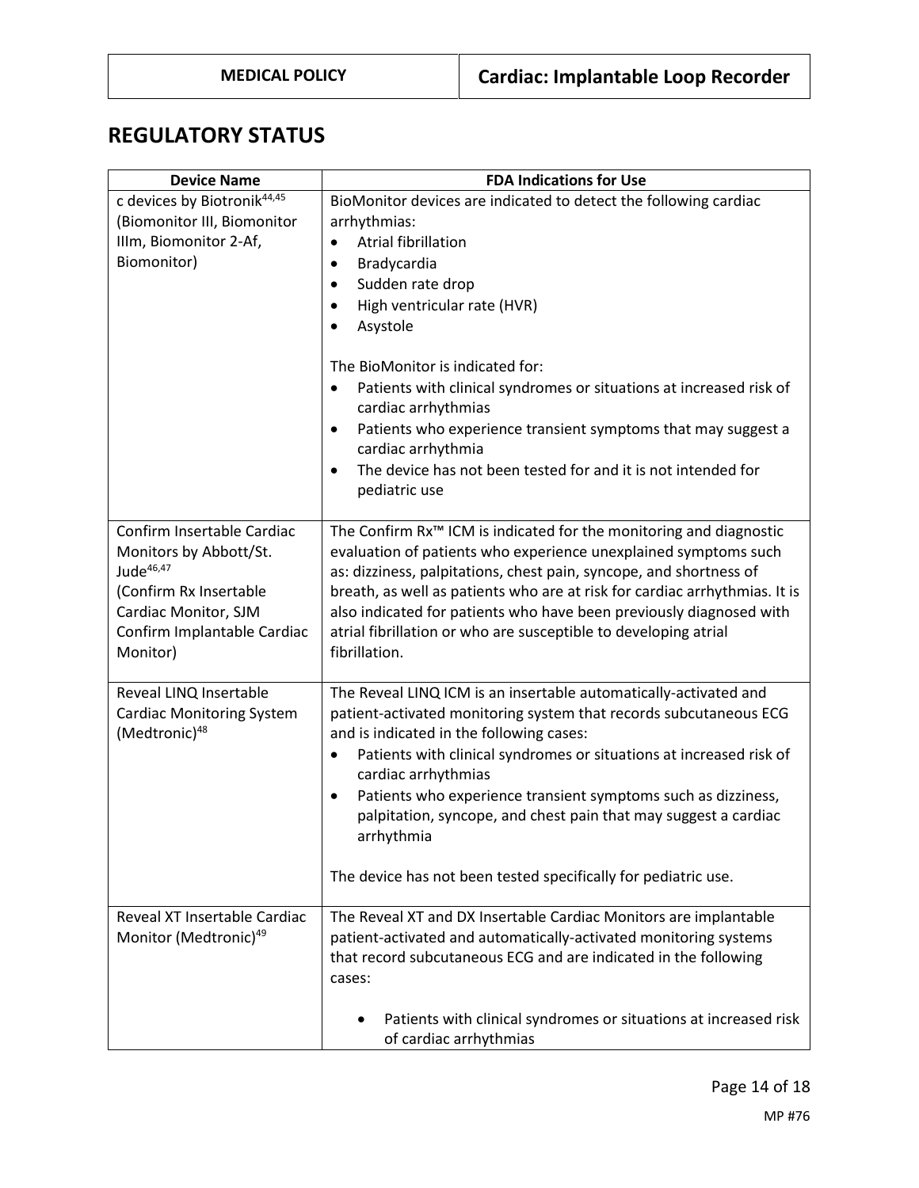## REGULATORY STATUS

| Device Name | FDA Indications for Use |
|---|---|
| c devices by Biotronik[44,45] (Biomonitor III, Biomonitor IIIm, Biomonitor 2-Af, Biomonitor) | BioMonitor devices are indicated to detect the following cardiac arrhythmias:<br>• Atrial fibrillation<br>• Bradycardia<br>• Sudden rate drop<br>• High ventricular rate (HVR)<br>• Asystole<br><br>The BioMonitor is indicated for:<br>• Patients with clinical syndromes or situations at increased risk of cardiac arrhythmias<br>• Patients who experience transient symptoms that may suggest a cardiac arrhythmia<br>• The device has not been tested for and it is not intended for pediatric use |
| Confirm Insertable Cardiac Monitors by Abbott/St. Jude[46,47] (Confirm Rx Insertable Cardiac Monitor, SJM Confirm Implantable Cardiac Monitor) | The Confirm Rx™ ICM is indicated for the monitoring and diagnostic evaluation of patients who experience unexplained symptoms such as: dizziness, palpitations, chest pain, syncope, and shortness of breath, as well as patients who are at risk for cardiac arrhythmias. It is also indicated for patients who have been previously diagnosed with atrial fibrillation or who are susceptible to developing atrial fibrillation. |
| Reveal LINQ Insertable Cardiac Monitoring System (Medtronic)[48] | The Reveal LINQ ICM is an insertable automatically-activated and patient-activated monitoring system that records subcutaneous ECG and is indicated in the following cases:<br>• Patients with clinical syndromes or situations at increased risk of cardiac arrhythmias<br>• Patients who experience transient symptoms such as dizziness, palpitation, syncope, and chest pain that may suggest a cardiac arrhythmia<br><br>The device has not been tested specifically for pediatric use. |
| Reveal XT Insertable Cardiac Monitor (Medtronic)[49] | The Reveal XT and DX Insertable Cardiac Monitors are implantable patient-activated and automatically-activated monitoring systems that record subcutaneous ECG and are indicated in the following cases:<br><br>• Patients with clinical syndromes or situations at increased risk of cardiac arrhythmias |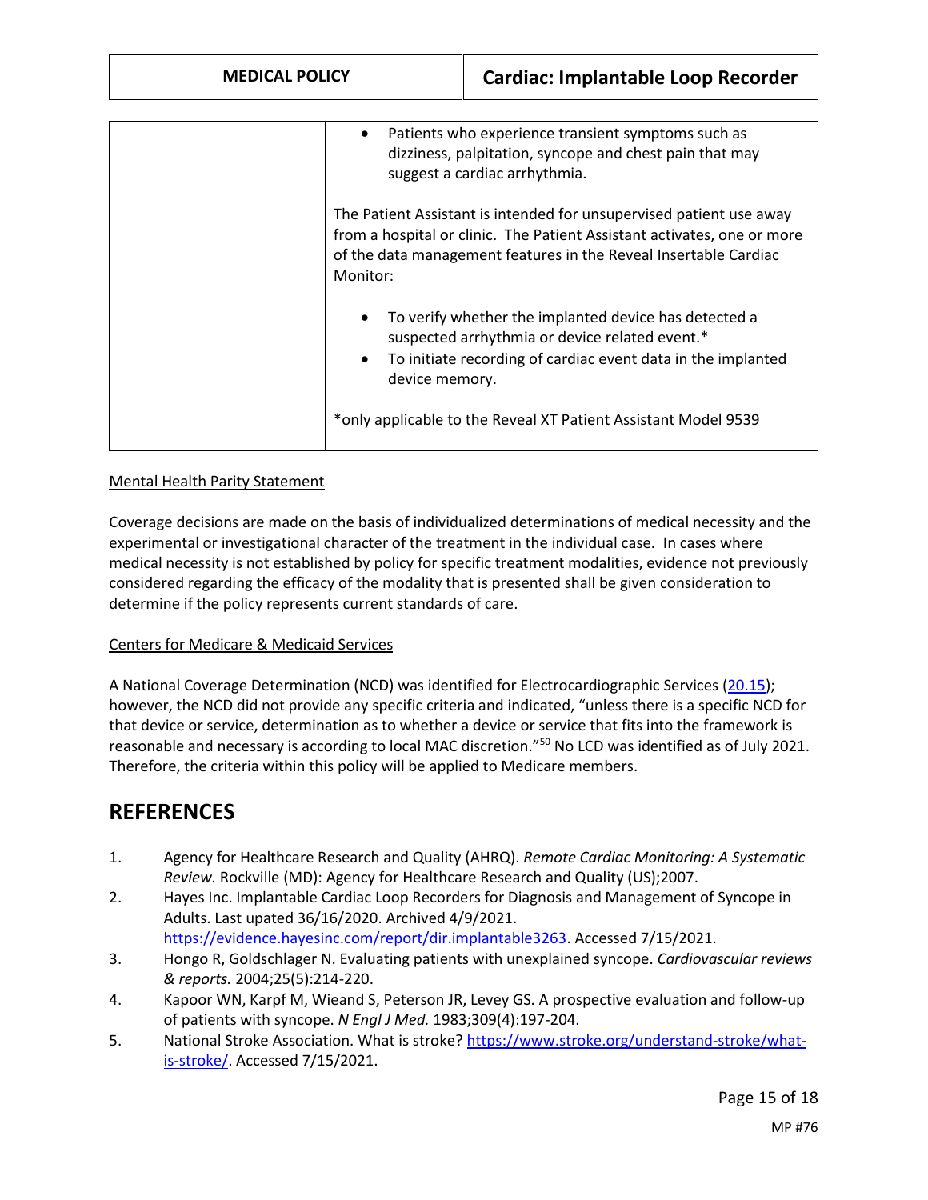| | |
|---|---|
| | • Patients who experience transient symptoms such as dizziness, palpitation, syncope and chest pain that may suggest a cardiac arrhythmia.<br><br>The Patient Assistant is intended for unsupervised patient use away from a hospital or clinic. The Patient Assistant activates, one or more of the data management features in the Reveal Insertable Cardiac Monitor:<br><br>• To verify whether the implanted device has detected a suspected arrhythmia or device related event.*<br>• To initiate recording of cardiac event data in the implanted device memory.<br><br>*only applicable to the Reveal XT Patient Assistant Model 9539 |

Mental Health Parity Statement

Coverage decisions are made on the basis of individualized determinations of medical necessity and the experimental or investigational character of the treatment in the individual case. In cases where medical necessity is not established by policy for specific treatment modalities, evidence not previously considered regarding the efficacy of the modality that is presented shall be given consideration to determine if the policy represents current standards of care.

Centers for Medicare & Medicaid Services

A National Coverage Determination (NCD) was identified for Electrocardiographic Services (20.15); however, the NCD did not provide any specific criteria and indicated, "unless there is a specific NCD for that device or service, determination as to whether a device or service that fits into the framework is reasonable and necessary is according to local MAC discretion."[50] No LCD was identified as of July 2021. Therefore, the criteria within this policy will be applied to Medicare members.

# REFERENCES

1. Agency for Healthcare Research and Quality (AHRQ). *Remote Cardiac Monitoring: A Systematic Review.* Rockville (MD): Agency for Healthcare Research and Quality (US);2007.
2. Hayes Inc. Implantable Cardiac Loop Recorders for Diagnosis and Management of Syncope in Adults. Last upated 36/16/2020. Archived 4/9/2021. https://evidence.hayesinc.com/report/dir.implantable3263. Accessed 7/15/2021.
3. Hongo R, Goldschlager N. Evaluating patients with unexplained syncope. *Cardiovascular reviews & reports.* 2004;25(5):214-220.
4. Kapoor WN, Karpf M, Wieand S, Peterson JR, Levey GS. A prospective evaluation and follow-up of patients with syncope. *N Engl J Med.* 1983;309(4):197-204.
5. National Stroke Association. What is stroke? https://www.stroke.org/understand-stroke/what-is-stroke/. Accessed 7/15/2021.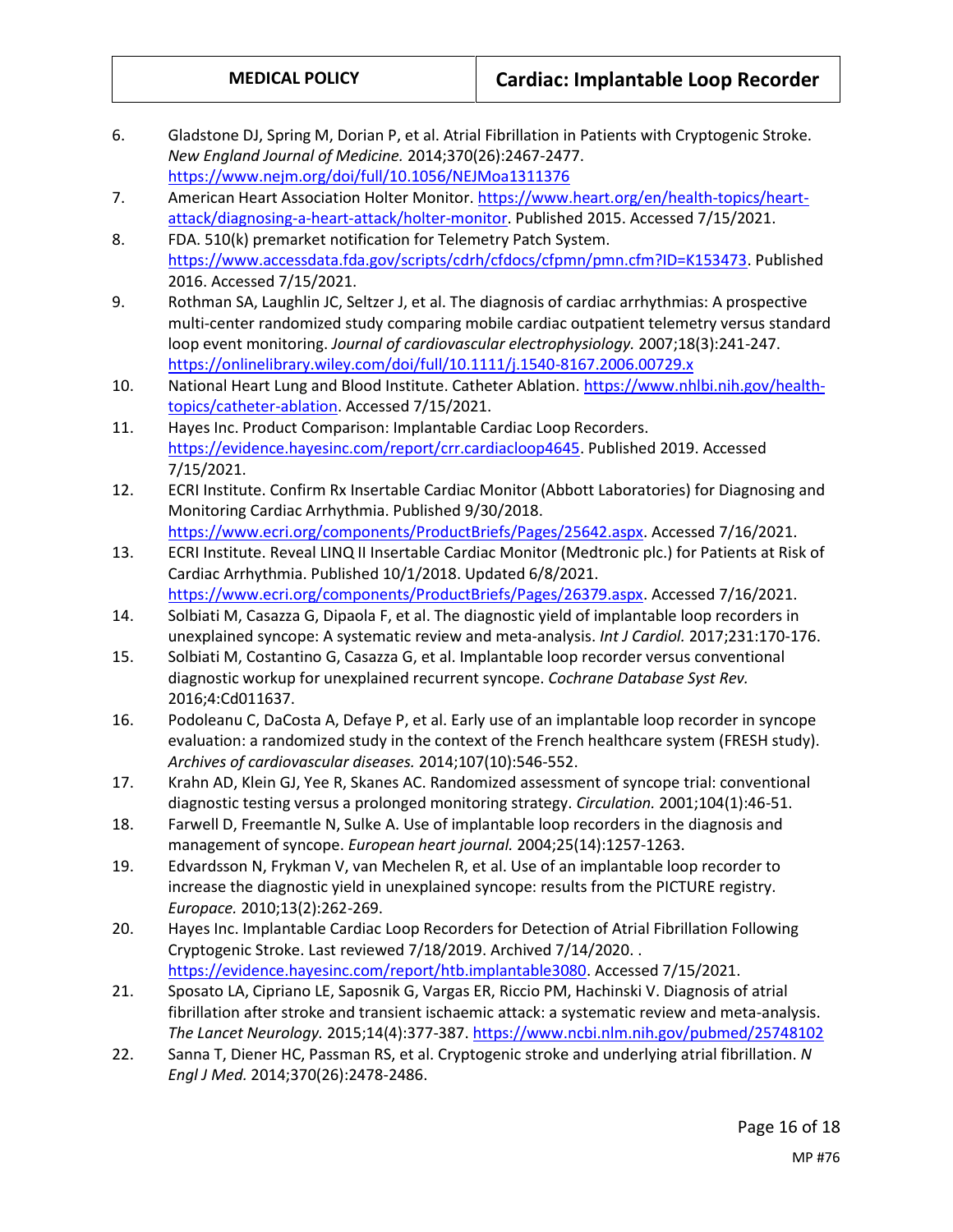6. Gladstone DJ, Spring M, Dorian P, et al. Atrial Fibrillation in Patients with Cryptogenic Stroke. *New England Journal of Medicine.* 2014;370(26):2467-2477. https://www.nejm.org/doi/full/10.1056/NEJMoa1311376
7. American Heart Association Holter Monitor. https://www.heart.org/en/health-topics/heart-attack/diagnosing-a-heart-attack/holter-monitor. Published 2015. Accessed 7/15/2021.
8. FDA. 510(k) premarket notification for Telemetry Patch System. https://www.accessdata.fda.gov/scripts/cdrh/cfdocs/cfpmn/pmn.cfm?ID=K153473. Published 2016. Accessed 7/15/2021.
9. Rothman SA, Laughlin JC, Seltzer J, et al. The diagnosis of cardiac arrhythmias: A prospective multi-center randomized study comparing mobile cardiac outpatient telemetry versus standard loop event monitoring. *Journal of cardiovascular electrophysiology.* 2007;18(3):241-247. https://onlinelibrary.wiley.com/doi/full/10.1111/j.1540-8167.2006.00729.x
10. National Heart Lung and Blood Institute. Catheter Ablation. https://www.nhlbi.nih.gov/health-topics/catheter-ablation. Accessed 7/15/2021.
11. Hayes Inc. Product Comparison: Implantable Cardiac Loop Recorders. https://evidence.hayesinc.com/report/crr.cardiacloop4645. Published 2019. Accessed 7/15/2021.
12. ECRI Institute. Confirm Rx Insertable Cardiac Monitor (Abbott Laboratories) for Diagnosing and Monitoring Cardiac Arrhythmia. Published 9/30/2018. https://www.ecri.org/components/ProductBriefs/Pages/25642.aspx. Accessed 7/16/2021.
13. ECRI Institute. Reveal LINQ II Insertable Cardiac Monitor (Medtronic plc.) for Patients at Risk of Cardiac Arrhythmia. Published 10/1/2018. Updated 6/8/2021. https://www.ecri.org/components/ProductBriefs/Pages/26379.aspx. Accessed 7/16/2021.
14. Solbiati M, Casazza G, Dipaola F, et al. The diagnostic yield of implantable loop recorders in unexplained syncope: A systematic review and meta-analysis. *Int J Cardiol.* 2017;231:170-176.
15. Solbiati M, Costantino G, Casazza G, et al. Implantable loop recorder versus conventional diagnostic workup for unexplained recurrent syncope. *Cochrane Database Syst Rev.* 2016;4:Cd011637.
16. Podoleanu C, DaCosta A, Defaye P, et al. Early use of an implantable loop recorder in syncope evaluation: a randomized study in the context of the French healthcare system (FRESH study). *Archives of cardiovascular diseases.* 2014;107(10):546-552.
17. Krahn AD, Klein GJ, Yee R, Skanes AC. Randomized assessment of syncope trial: conventional diagnostic testing versus a prolonged monitoring strategy. *Circulation.* 2001;104(1):46-51.
18. Farwell D, Freemantle N, Sulke A. Use of implantable loop recorders in the diagnosis and management of syncope. *European heart journal.* 2004;25(14):1257-1263.
19. Edvardsson N, Frykman V, van Mechelen R, et al. Use of an implantable loop recorder to increase the diagnostic yield in unexplained syncope: results from the PICTURE registry. *Europace.* 2010;13(2):262-269.
20. Hayes Inc. Implantable Cardiac Loop Recorders for Detection of Atrial Fibrillation Following Cryptogenic Stroke. Last reviewed 7/18/2019. Archived 7/14/2020. . https://evidence.hayesinc.com/report/htb.implantable3080. Accessed 7/15/2021.
21. Sposato LA, Cipriano LE, Saposnik G, Vargas ER, Riccio PM, Hachinski V. Diagnosis of atrial fibrillation after stroke and transient ischaemic attack: a systematic review and meta-analysis. *The Lancet Neurology.* 2015;14(4):377-387. https://www.ncbi.nlm.nih.gov/pubmed/25748102
22. Sanna T, Diener HC, Passman RS, et al. Cryptogenic stroke and underlying atrial fibrillation. *N Engl J Med.* 2014;370(26):2478-2486.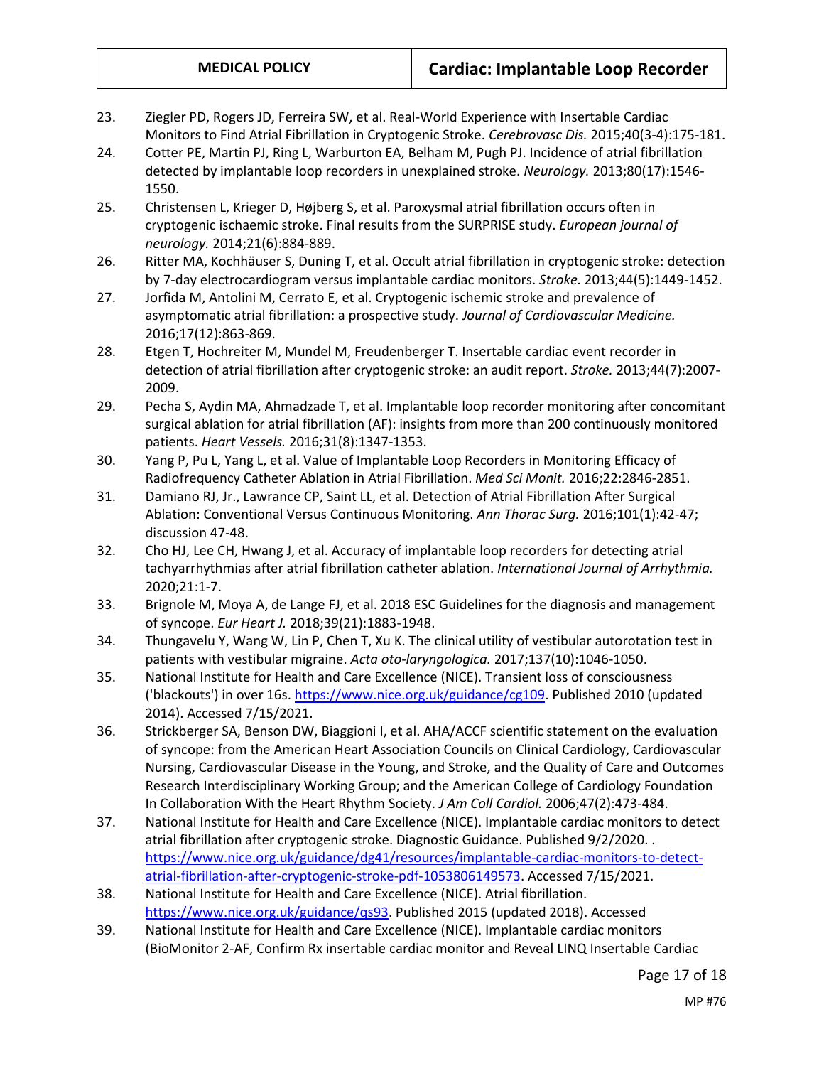23. Ziegler PD, Rogers JD, Ferreira SW, et al. Real-World Experience with Insertable Cardiac Monitors to Find Atrial Fibrillation in Cryptogenic Stroke. *Cerebrovasc Dis.* 2015;40(3-4):175-181.
24. Cotter PE, Martin PJ, Ring L, Warburton EA, Belham M, Pugh PJ. Incidence of atrial fibrillation detected by implantable loop recorders in unexplained stroke. *Neurology.* 2013;80(17):1546-1550.
25. Christensen L, Krieger D, Højberg S, et al. Paroxysmal atrial fibrillation occurs often in cryptogenic ischaemic stroke. Final results from the SURPRISE study. *European journal of neurology.* 2014;21(6):884-889.
26. Ritter MA, Kochhäuser S, Duning T, et al. Occult atrial fibrillation in cryptogenic stroke: detection by 7-day electrocardiogram versus implantable cardiac monitors. *Stroke.* 2013;44(5):1449-1452.
27. Jorfida M, Antolini M, Cerrato E, et al. Cryptogenic ischemic stroke and prevalence of asymptomatic atrial fibrillation: a prospective study. *Journal of Cardiovascular Medicine.* 2016;17(12):863-869.
28. Etgen T, Hochreiter M, Mundel M, Freudenberger T. Insertable cardiac event recorder in detection of atrial fibrillation after cryptogenic stroke: an audit report. *Stroke.* 2013;44(7):2007-2009.
29. Pecha S, Aydin MA, Ahmadzade T, et al. Implantable loop recorder monitoring after concomitant surgical ablation for atrial fibrillation (AF): insights from more than 200 continuously monitored patients. *Heart Vessels.* 2016;31(8):1347-1353.
30. Yang P, Pu L, Yang L, et al. Value of Implantable Loop Recorders in Monitoring Efficacy of Radiofrequency Catheter Ablation in Atrial Fibrillation. *Med Sci Monit.* 2016;22:2846-2851.
31. Damiano RJ, Jr., Lawrance CP, Saint LL, et al. Detection of Atrial Fibrillation After Surgical Ablation: Conventional Versus Continuous Monitoring. *Ann Thorac Surg.* 2016;101(1):42-47; discussion 47-48.
32. Cho HJ, Lee CH, Hwang J, et al. Accuracy of implantable loop recorders for detecting atrial tachyarrhythmias after atrial fibrillation catheter ablation. *International Journal of Arrhythmia.* 2020;21:1-7.
33. Brignole M, Moya A, de Lange FJ, et al. 2018 ESC Guidelines for the diagnosis and management of syncope. *Eur Heart J.* 2018;39(21):1883-1948.
34. Thungavelu Y, Wang W, Lin P, Chen T, Xu K. The clinical utility of vestibular autorotation test in patients with vestibular migraine. *Acta oto-laryngologica.* 2017;137(10):1046-1050.
35. National Institute for Health and Care Excellence (NICE). Transient loss of consciousness ('blackouts') in over 16s. https://www.nice.org.uk/guidance/cg109. Published 2010 (updated 2014). Accessed 7/15/2021.
36. Strickberger SA, Benson DW, Biaggioni I, et al. AHA/ACCF scientific statement on the evaluation of syncope: from the American Heart Association Councils on Clinical Cardiology, Cardiovascular Nursing, Cardiovascular Disease in the Young, and Stroke, and the Quality of Care and Outcomes Research Interdisciplinary Working Group; and the American College of Cardiology Foundation In Collaboration With the Heart Rhythm Society. *J Am Coll Cardiol.* 2006;47(2):473-484.
37. National Institute for Health and Care Excellence (NICE). Implantable cardiac monitors to detect atrial fibrillation after cryptogenic stroke. Diagnostic Guidance. Published 9/2/2020. . https://www.nice.org.uk/guidance/dg41/resources/implantable-cardiac-monitors-to-detect-atrial-fibrillation-after-cryptogenic-stroke-pdf-1053806149573. Accessed 7/15/2021.
38. National Institute for Health and Care Excellence (NICE). Atrial fibrillation. https://www.nice.org.uk/guidance/qs93. Published 2015 (updated 2018). Accessed
39. National Institute for Health and Care Excellence (NICE). Implantable cardiac monitors (BioMonitor 2-AF, Confirm Rx insertable cardiac monitor and Reveal LINQ Insertable Cardiac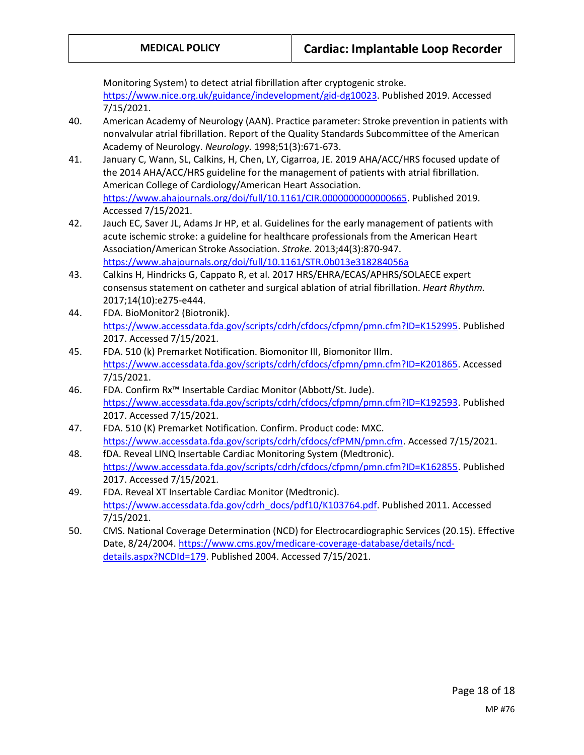Monitoring System) to detect atrial fibrillation after cryptogenic stroke. https://www.nice.org.uk/guidance/indevelopment/gid-dg10023. Published 2019. Accessed 7/15/2021.

40. American Academy of Neurology (AAN). Practice parameter: Stroke prevention in patients with nonvalvular atrial fibrillation. Report of the Quality Standards Subcommittee of the American Academy of Neurology. *Neurology.* 1998;51(3):671-673.
41. January C, Wann, SL, Calkins, H, Chen, LY, Cigarroa, JE. 2019 AHA/ACC/HRS focused update of the 2014 AHA/ACC/HRS guideline for the management of patients with atrial fibrillation. American College of Cardiology/American Heart Association. https://www.ahajournals.org/doi/full/10.1161/CIR.0000000000000665. Published 2019. Accessed 7/15/2021.
42. Jauch EC, Saver JL, Adams Jr HP, et al. Guidelines for the early management of patients with acute ischemic stroke: a guideline for healthcare professionals from the American Heart Association/American Stroke Association. *Stroke.* 2013;44(3):870-947. https://www.ahajournals.org/doi/full/10.1161/STR.0b013e318284056a
43. Calkins H, Hindricks G, Cappato R, et al. 2017 HRS/EHRA/ECAS/APHRS/SOLAECE expert consensus statement on catheter and surgical ablation of atrial fibrillation. *Heart Rhythm.* 2017;14(10):e275-e444.
44. FDA. BioMonitor2 (Biotronik). https://www.accessdata.fda.gov/scripts/cdrh/cfdocs/cfpmn/pmn.cfm?ID=K152995. Published 2017. Accessed 7/15/2021.
45. FDA. 510 (k) Premarket Notification. Biomonitor III, Biomonitor IIIm. https://www.accessdata.fda.gov/scripts/cdrh/cfdocs/cfpmn/pmn.cfm?ID=K201865. Accessed 7/15/2021.
46. FDA. Confirm Rx™ Insertable Cardiac Monitor (Abbott/St. Jude). https://www.accessdata.fda.gov/scripts/cdrh/cfdocs/cfpmn/pmn.cfm?ID=K192593. Published 2017. Accessed 7/15/2021.
47. FDA. 510 (K) Premarket Notification. Confirm. Product code: MXC. https://www.accessdata.fda.gov/scripts/cdrh/cfdocs/cfPMN/pmn.cfm. Accessed 7/15/2021.
48. fDA. Reveal LINQ Insertable Cardiac Monitoring System (Medtronic). https://www.accessdata.fda.gov/scripts/cdrh/cfdocs/cfpmn/pmn.cfm?ID=K162855. Published 2017. Accessed 7/15/2021.
49. FDA. Reveal XT Insertable Cardiac Monitor (Medtronic). https://www.accessdata.fda.gov/cdrh_docs/pdf10/K103764.pdf. Published 2011. Accessed 7/15/2021.
50. CMS. National Coverage Determination (NCD) for Electrocardiographic Services (20.15). Effective Date, 8/24/2004. https://www.cms.gov/medicare-coverage-database/details/ncd-details.aspx?NCDId=179. Published 2004. Accessed 7/15/2021.